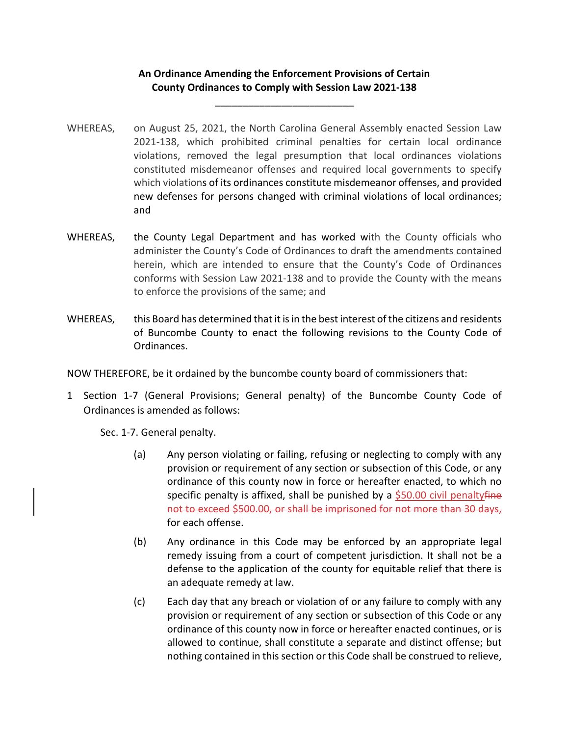**An Ordinance Amending the Enforcement Provisions of Certain County Ordinances to Comply with Session Law 2021-138**

\_\_\_\_\_\_\_\_\_\_\_\_\_\_\_\_\_\_\_\_\_\_\_\_\_\_\_\_

WHEREAS, on August 25, 2021, the North Carolina General Assembly enacted Session Law 2021-138, which prohibited criminal penalties for certain local ordinance violations, removed the legal presumption that local ordinances violations constituted misdemeanor offenses and required local governments to specify which violations of its ordinances constitute misdemeanor offenses, and provided new defenses for persons changed with criminal violations of local ordinances; and

WHEREAS, the County Legal Department and has worked with the County officials who administer the County's Code of Ordinances to draft the amendments contained herein, which are intended to ensure that the County's Code of Ordinances conforms with Session Law 2021-138 and to provide the County with the means to enforce the provisions of the same; and

WHEREAS, this Board has determined that it is in the best interest of the citizens and residents of Buncombe County to enact the following revisions to the County Code of Ordinances.

NOW THEREFORE, be it ordained by the buncombe county board of commissioners that:

1 Section 1-7 (General Provisions; General penalty) of the Buncombe County Code of Ordinances is amended as follows:

Sec. 1-7. General penalty.

(a) Any person violating or failing, refusing or neglecting to comply with any provision or requirement of any section or subsection of this Code, or any ordinance of this county now in force or hereafter enacted, to which no specific penalty is affixed, shall be punished by a <u>$50.00 civil penalty</u>~~fine not to exceed $500.00, or shall be imprisoned for not more than 30 days,~~ for each offense.

(b) Any ordinance in this Code may be enforced by an appropriate legal remedy issuing from a court of competent jurisdiction. It shall not be a defense to the application of the county for equitable relief that there is an adequate remedy at law.

(c) Each day that any breach or violation of or any failure to comply with any provision or requirement of any section or subsection of this Code or any ordinance of this county now in force or hereafter enacted continues, or is allowed to continue, shall constitute a separate and distinct offense; but nothing contained in this section or this Code shall be construed to relieve,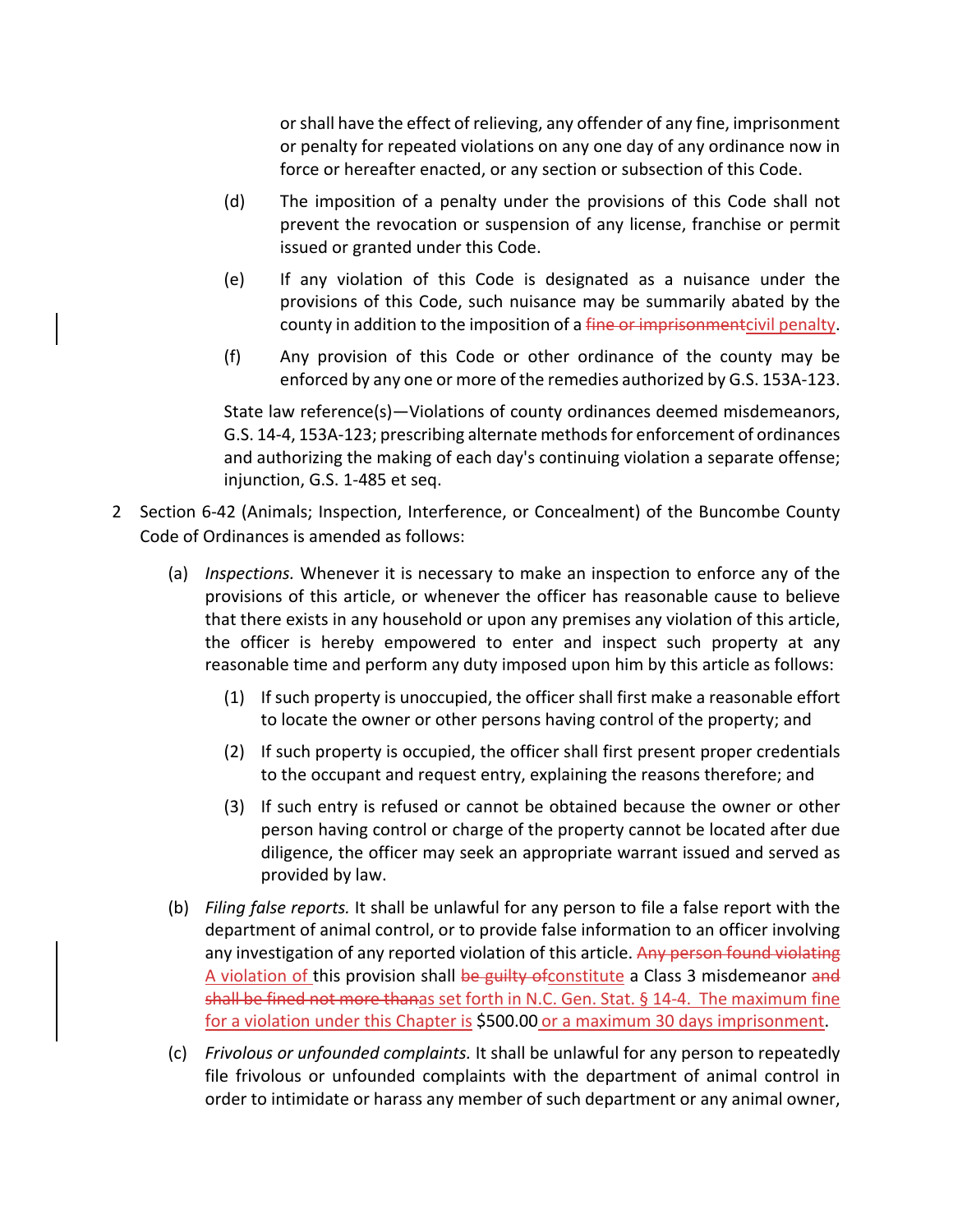or shall have the effect of relieving, any offender of any fine, imprisonment or penalty for repeated violations on any one day of any ordinance now in force or hereafter enacted, or any section or subsection of this Code.

(d) The imposition of a penalty under the provisions of this Code shall not prevent the revocation or suspension of any license, franchise or permit issued or granted under this Code.

(e) If any violation of this Code is designated as a nuisance under the provisions of this Code, such nuisance may be summarily abated by the county in addition to the imposition of a ~~fine or imprisonment~~civil penalty.

(f) Any provision of this Code or other ordinance of the county may be enforced by any one or more of the remedies authorized by G.S. 153A-123.

State law reference(s)—Violations of county ordinances deemed misdemeanors, G.S. 14-4, 153A-123; prescribing alternate methods for enforcement of ordinances and authorizing the making of each day's continuing violation a separate offense; injunction, G.S. 1-485 et seq.

2 Section 6-42 (Animals; Inspection, Interference, or Concealment) of the Buncombe County Code of Ordinances is amended as follows:

(a) *Inspections.* Whenever it is necessary to make an inspection to enforce any of the provisions of this article, or whenever the officer has reasonable cause to believe that there exists in any household or upon any premises any violation of this article, the officer is hereby empowered to enter and inspect such property at any reasonable time and perform any duty imposed upon him by this article as follows:

(1) If such property is unoccupied, the officer shall first make a reasonable effort to locate the owner or other persons having control of the property; and

(2) If such property is occupied, the officer shall first present proper credentials to the occupant and request entry, explaining the reasons therefore; and

(3) If such entry is refused or cannot be obtained because the owner or other person having control or charge of the property cannot be located after due diligence, the officer may seek an appropriate warrant issued and served as provided by law.

(b) *Filing false reports.* It shall be unlawful for any person to file a false report with the department of animal control, or to provide false information to an officer involving any investigation of any reported violation of this article. ~~Any person found violating~~ A violation of this provision shall ~~be guilty of~~constitute a Class 3 misdemeanor ~~and shall be fined not more than~~as set forth in N.C. Gen. Stat. § 14-4. The maximum fine for a violation under this Chapter is $500.00 or a maximum 30 days imprisonment.

(c) *Frivolous or unfounded complaints.* It shall be unlawful for any person to repeatedly file frivolous or unfounded complaints with the department of animal control in order to intimidate or harass any member of such department or any animal owner,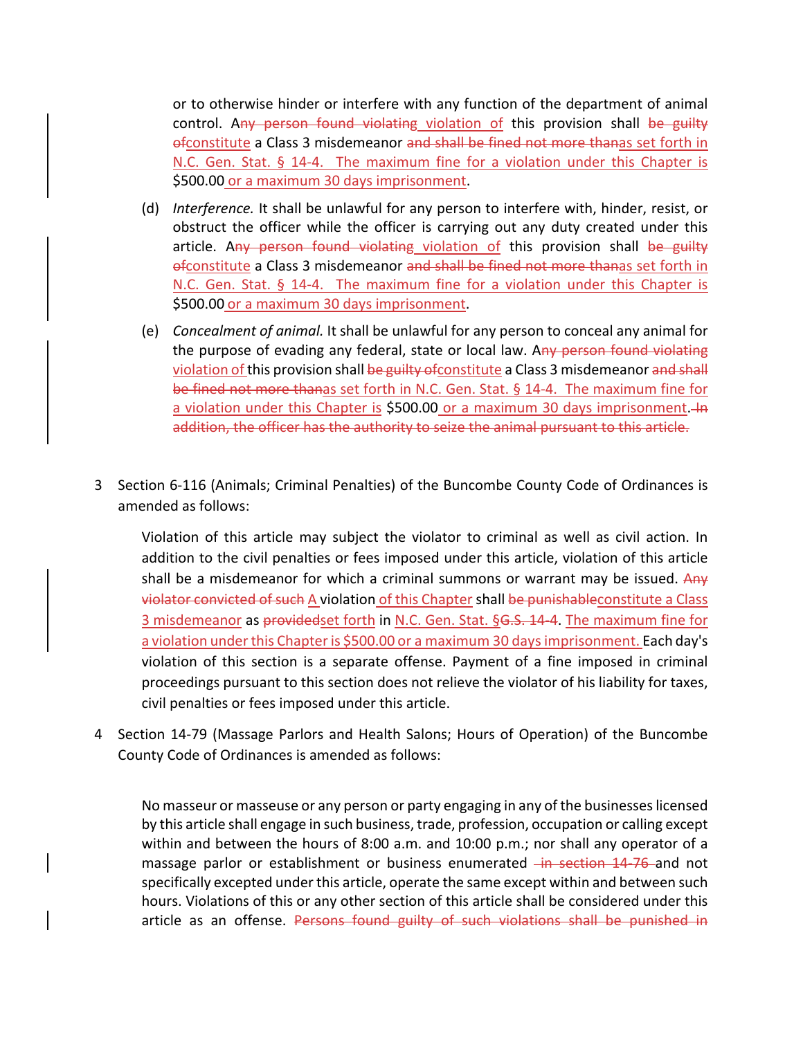or to otherwise hinder or interfere with any function of the department of animal control. A~~ny person found violating~~ violation of this provision shall ~~be guilty of~~constitute a Class 3 misdemeanor ~~and shall be fined not more than~~as set forth in N.C. Gen. Stat. § 14-4. The maximum fine for a violation under this Chapter is $500.00 or a maximum 30 days imprisonment.

(d) *Interference.* It shall be unlawful for any person to interfere with, hinder, resist, or obstruct the officer while the officer is carrying out any duty created under this article. A~~ny person found violating~~ violation of this provision shall ~~be guilty of~~constitute a Class 3 misdemeanor ~~and shall be fined not more than~~as set forth in N.C. Gen. Stat. § 14-4. The maximum fine for a violation under this Chapter is $500.00 or a maximum 30 days imprisonment.

(e) *Concealment of animal.* It shall be unlawful for any person to conceal any animal for the purpose of evading any federal, state or local law. A~~ny person found violating~~ violation of this provision shall ~~be guilty of~~constitute a Class 3 misdemeanor ~~and shall be fined not more than~~as set forth in N.C. Gen. Stat. § 14-4. The maximum fine for a violation under this Chapter is $500.00 or a maximum 30 days imprisonment.~~ In addition, the officer has the authority to seize the animal pursuant to this article.~~

3 Section 6-116 (Animals; Criminal Penalties) of the Buncombe County Code of Ordinances is amended as follows:

Violation of this article may subject the violator to criminal as well as civil action. In addition to the civil penalties or fees imposed under this article, violation of this article shall be a misdemeanor for which a criminal summons or warrant may be issued. ~~Any violator convicted of such~~ A violation of this Chapter shall ~~be punishable~~constitute a Class 3 misdemeanor as ~~provided~~set forth in N.C. Gen. Stat. §~~G.S.~~ 14-4. The maximum fine for a violation under this Chapter is $500.00 or a maximum 30 days imprisonment. Each day's violation of this section is a separate offense. Payment of a fine imposed in criminal proceedings pursuant to this section does not relieve the violator of his liability for taxes, civil penalties or fees imposed under this article.

4 Section 14-79 (Massage Parlors and Health Salons; Hours of Operation) of the Buncombe County Code of Ordinances is amended as follows:

No masseur or masseuse or any person or party engaging in any of the businesses licensed by this article shall engage in such business, trade, profession, occupation or calling except within and between the hours of 8:00 a.m. and 10:00 p.m.; nor shall any operator of a massage parlor or establishment or business enumerated ~~in section 14-76~~ and not specifically excepted under this article, operate the same except within and between such hours. Violations of this or any other section of this article shall be considered under this article as an offense. ~~Persons found guilty of such violations shall be punished in~~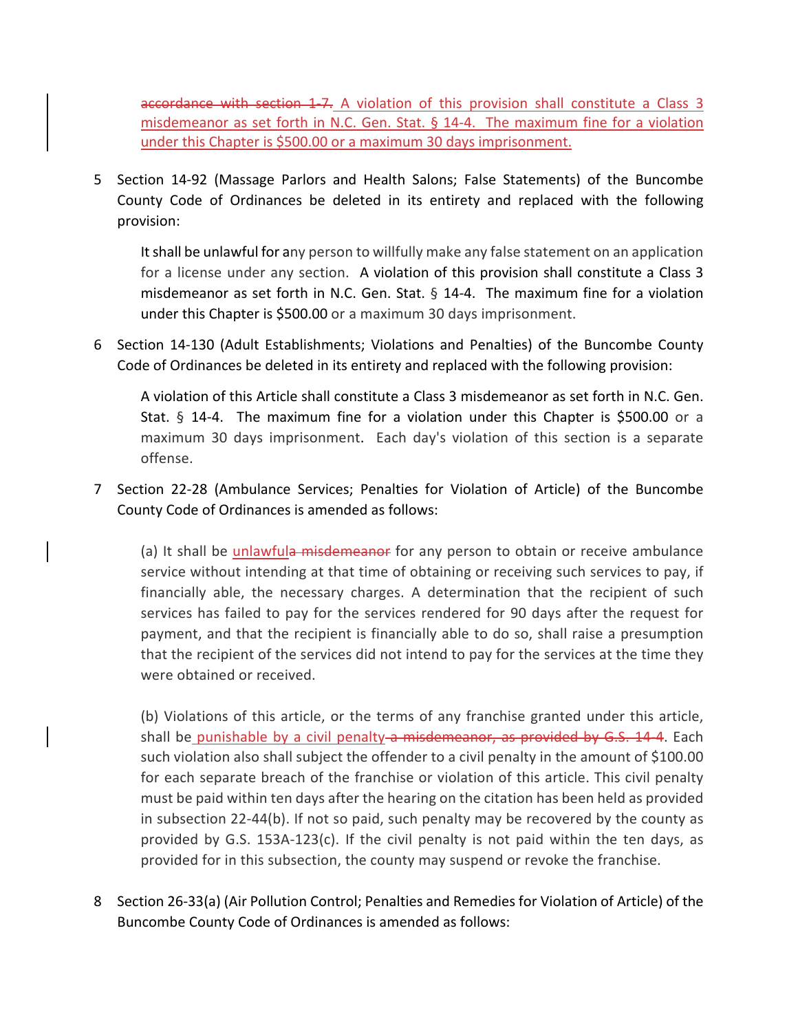~~accordance with section 1-7.~~ A violation of this provision shall constitute a Class 3 misdemeanor as set forth in N.C. Gen. Stat. § 14-4. The maximum fine for a violation under this Chapter is $500.00 or a maximum 30 days imprisonment.

5 Section 14-92 (Massage Parlors and Health Salons; False Statements) of the Buncombe County Code of Ordinances be deleted in its entirety and replaced with the following provision:

   It shall be unlawful for any person to willfully make any false statement on an application for a license under any section. A violation of this provision shall constitute a Class 3 misdemeanor as set forth in N.C. Gen. Stat. § 14-4. The maximum fine for a violation under this Chapter is $500.00 or a maximum 30 days imprisonment.

6 Section 14-130 (Adult Establishments; Violations and Penalties) of the Buncombe County Code of Ordinances be deleted in its entirety and replaced with the following provision:

   A violation of this Article shall constitute a Class 3 misdemeanor as set forth in N.C. Gen. Stat. § 14-4. The maximum fine for a violation under this Chapter is $500.00 or a maximum 30 days imprisonment. Each day's violation of this section is a separate offense.

7 Section 22-28 (Ambulance Services; Penalties for Violation of Article) of the Buncombe County Code of Ordinances is amended as follows:

   (a) It shall be unlawful~~a misdemeanor~~ for any person to obtain or receive ambulance service without intending at that time of obtaining or receiving such services to pay, if financially able, the necessary charges. A determination that the recipient of such services has failed to pay for the services rendered for 90 days after the request for payment, and that the recipient is financially able to do so, shall raise a presumption that the recipient of the services did not intend to pay for the services at the time they were obtained or received.

   (b) Violations of this article, or the terms of any franchise granted under this article, shall be punishable by a civil penalty~~a misdemeanor, as provided by G.S. 14-4~~. Each such violation also shall subject the offender to a civil penalty in the amount of $100.00 for each separate breach of the franchise or violation of this article. This civil penalty must be paid within ten days after the hearing on the citation has been held as provided in subsection 22-44(b). If not so paid, such penalty may be recovered by the county as provided by G.S. 153A-123(c). If the civil penalty is not paid within the ten days, as provided for in this subsection, the county may suspend or revoke the franchise.

8 Section 26-33(a) (Air Pollution Control; Penalties and Remedies for Violation of Article) of the Buncombe County Code of Ordinances is amended as follows: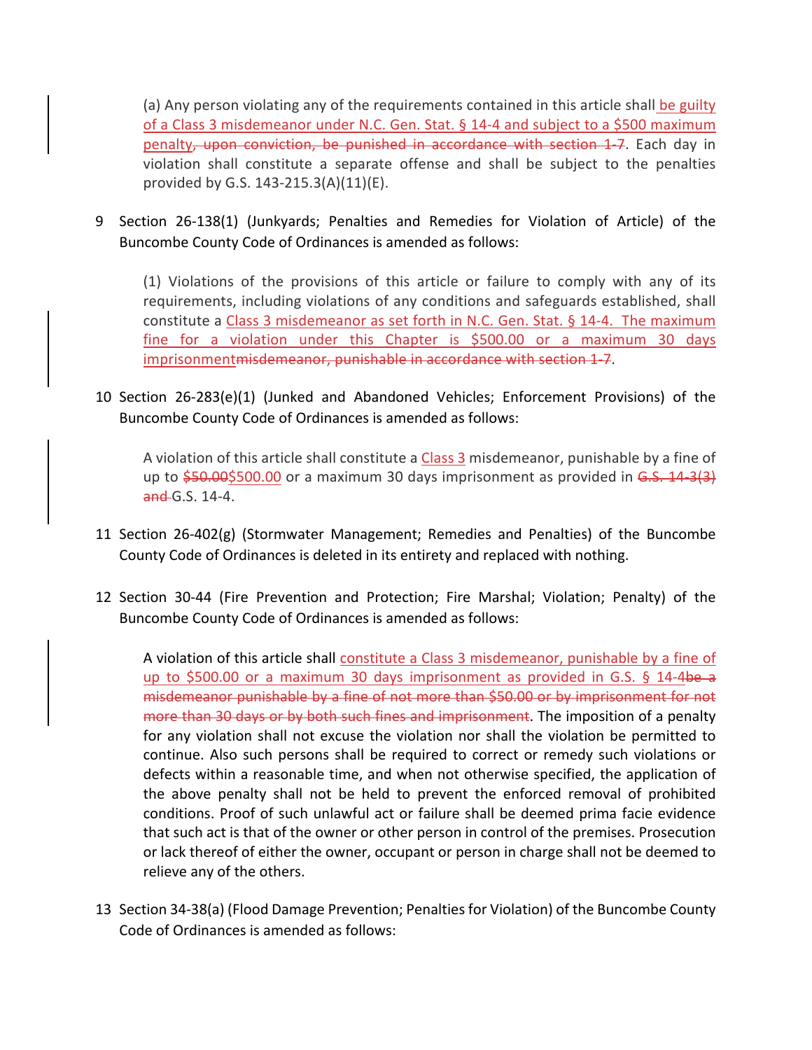(a) Any person violating any of the requirements contained in this article shall <u>be guilty of a Class 3 misdemeanor under N.C. Gen. Stat. § 14-4 and subject to a $500 maximum penalty</u>~~, upon conviction, be punished in accordance with section 1-7~~. Each day in violation shall constitute a separate offense and shall be subject to the penalties provided by G.S. 143-215.3(A)(11)(E).

9 Section 26-138(1) (Junkyards; Penalties and Remedies for Violation of Article) of the Buncombe County Code of Ordinances is amended as follows:

(1) Violations of the provisions of this article or failure to comply with any of its requirements, including violations of any conditions and safeguards established, shall constitute a <u>Class 3 misdemeanor as set forth in N.C. Gen. Stat. § 14-4. The maximum fine for a violation under this Chapter is $500.00 or a maximum 30 days imprisonment</u>~~misdemeanor, punishable in accordance with section 1-7~~.

10 Section 26-283(e)(1) (Junked and Abandoned Vehicles; Enforcement Provisions) of the Buncombe County Code of Ordinances is amended as follows:

A violation of this article shall constitute a <u>Class 3</u> misdemeanor, punishable by a fine of up to ~~$50.00~~<u>$500.00</u> or a maximum 30 days imprisonment as provided in ~~G.S. 14-3(3) and~~ G.S. 14-4.

11 Section 26-402(g) (Stormwater Management; Remedies and Penalties) of the Buncombe County Code of Ordinances is deleted in its entirety and replaced with nothing.

12 Section 30-44 (Fire Prevention and Protection; Fire Marshal; Violation; Penalty) of the Buncombe County Code of Ordinances is amended as follows:

A violation of this article shall <u>constitute a Class 3 misdemeanor, punishable by a fine of up to $500.00 or a maximum 30 days imprisonment as provided in G.S. § 14-4</u>~~be a misdemeanor punishable by a fine of not more than $50.00 or by imprisonment for not more than 30 days or by both such fines and imprisonment~~. The imposition of a penalty for any violation shall not excuse the violation nor shall the violation be permitted to continue. Also such persons shall be required to correct or remedy such violations or defects within a reasonable time, and when not otherwise specified, the application of the above penalty shall not be held to prevent the enforced removal of prohibited conditions. Proof of such unlawful act or failure shall be deemed prima facie evidence that such act is that of the owner or other person in control of the premises. Prosecution or lack thereof of either the owner, occupant or person in charge shall not be deemed to relieve any of the others.

13 Section 34-38(a) (Flood Damage Prevention; Penalties for Violation) of the Buncombe County Code of Ordinances is amended as follows: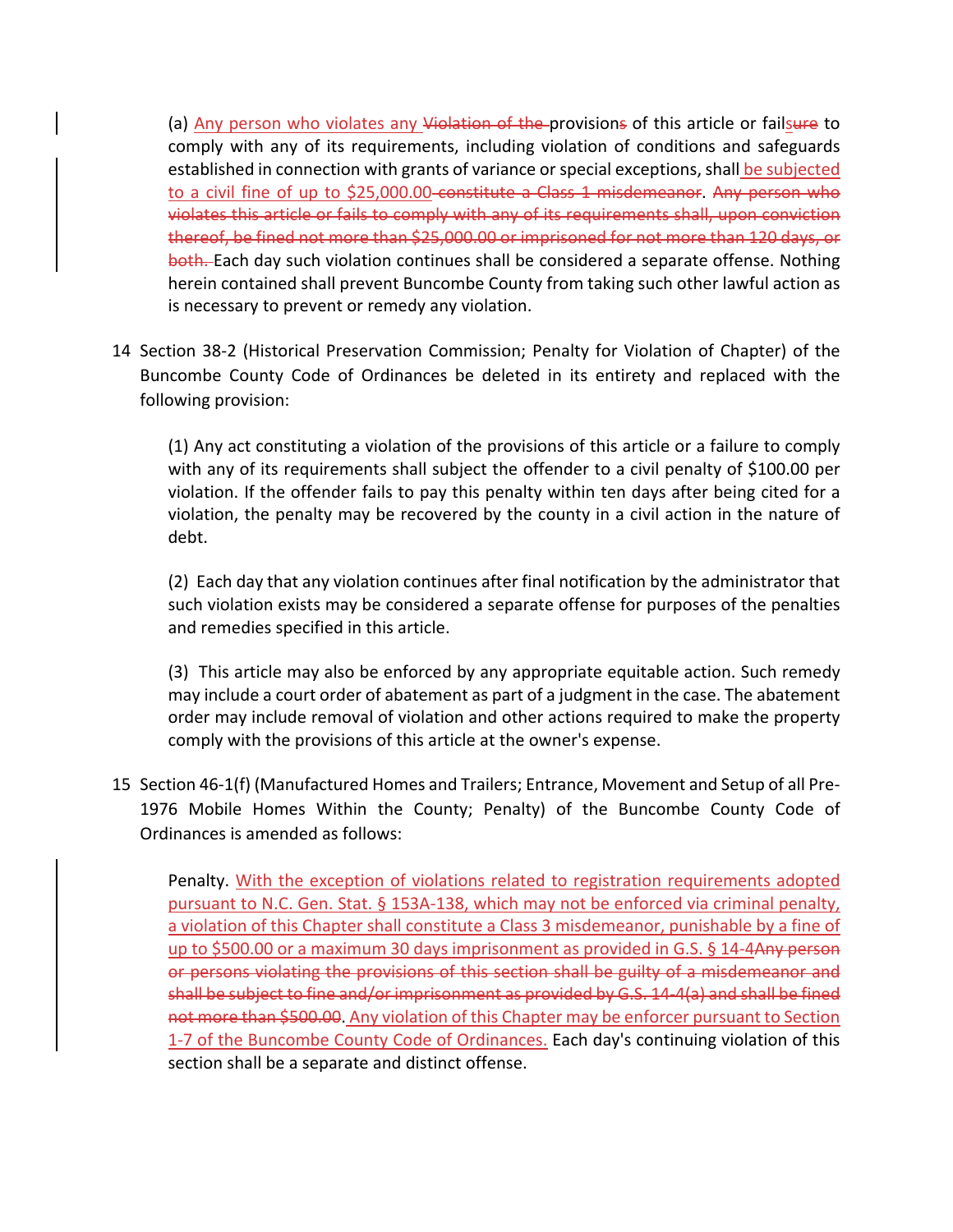(a) Any person who violates any ~~Violation of the~~ provision~~s~~ of this article or fail~~sure~~ to comply with any of its requirements, including violation of conditions and safeguards established in connection with grants of variance or special exceptions, shall be subjected to a civil fine of up to $25,000.00 ~~constitute a Class 1 misdemeanor~~. ~~Any person who violates this article or fails to comply with any of its requirements shall, upon conviction thereof, be fined not more than $25,000.00 or imprisoned for not more than 120 days, or both.~~ Each day such violation continues shall be considered a separate offense. Nothing herein contained shall prevent Buncombe County from taking such other lawful action as is necessary to prevent or remedy any violation.

14 Section 38-2 (Historical Preservation Commission; Penalty for Violation of Chapter) of the Buncombe County Code of Ordinances be deleted in its entirety and replaced with the following provision:

(1) Any act constituting a violation of the provisions of this article or a failure to comply with any of its requirements shall subject the offender to a civil penalty of $100.00 per violation. If the offender fails to pay this penalty within ten days after being cited for a violation, the penalty may be recovered by the county in a civil action in the nature of debt.

(2) Each day that any violation continues after final notification by the administrator that such violation exists may be considered a separate offense for purposes of the penalties and remedies specified in this article.

(3) This article may also be enforced by any appropriate equitable action. Such remedy may include a court order of abatement as part of a judgment in the case. The abatement order may include removal of violation and other actions required to make the property comply with the provisions of this article at the owner's expense.

15 Section 46-1(f) (Manufactured Homes and Trailers; Entrance, Movement and Setup of all Pre-1976 Mobile Homes Within the County; Penalty) of the Buncombe County Code of Ordinances is amended as follows:

Penalty. With the exception of violations related to registration requirements adopted pursuant to N.C. Gen. Stat. § 153A-138, which may not be enforced via criminal penalty, a violation of this Chapter shall constitute a Class 3 misdemeanor, punishable by a fine of up to $500.00 or a maximum 30 days imprisonment as provided in G.S. § 14-4 ~~Any person or persons violating the provisions of this section shall be guilty of a misdemeanor and shall be subject to fine and/or imprisonment as provided by G.S. 14-4(a) and shall be fined not more than $500.00~~. Any violation of this Chapter may be enforcer pursuant to Section 1-7 of the Buncombe County Code of Ordinances. Each day's continuing violation of this section shall be a separate and distinct offense.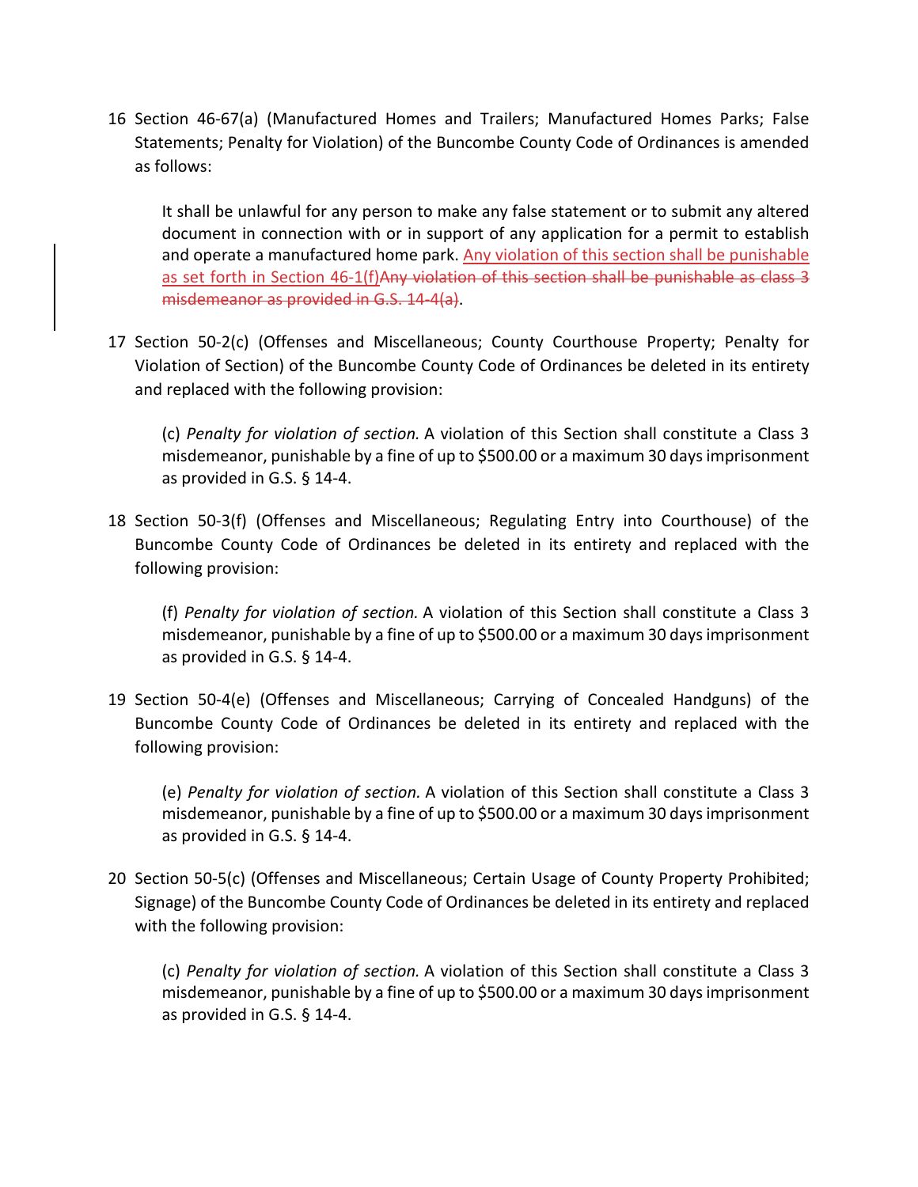16 Section 46-67(a) (Manufactured Homes and Trailers; Manufactured Homes Parks; False Statements; Penalty for Violation) of the Buncombe County Code of Ordinances is amended as follows:

> It shall be unlawful for any person to make any false statement or to submit any altered document in connection with or in support of any application for a permit to establish and operate a manufactured home park. <u>Any violation of this section shall be punishable as set forth in Section 46-1(f)</u>~~Any violation of this section shall be punishable as class 3 misdemeanor as provided in G.S. 14-4(a)~~.

17 Section 50-2(c) (Offenses and Miscellaneous; County Courthouse Property; Penalty for Violation of Section) of the Buncombe County Code of Ordinances be deleted in its entirety and replaced with the following provision:

> (c) *Penalty for violation of section.* A violation of this Section shall constitute a Class 3 misdemeanor, punishable by a fine of up to $500.00 or a maximum 30 days imprisonment as provided in G.S. § 14-4.

18 Section 50-3(f) (Offenses and Miscellaneous; Regulating Entry into Courthouse) of the Buncombe County Code of Ordinances be deleted in its entirety and replaced with the following provision:

> (f) *Penalty for violation of section.* A violation of this Section shall constitute a Class 3 misdemeanor, punishable by a fine of up to $500.00 or a maximum 30 days imprisonment as provided in G.S. § 14-4.

19 Section 50-4(e) (Offenses and Miscellaneous; Carrying of Concealed Handguns) of the Buncombe County Code of Ordinances be deleted in its entirety and replaced with the following provision:

> (e) *Penalty for violation of section.* A violation of this Section shall constitute a Class 3 misdemeanor, punishable by a fine of up to $500.00 or a maximum 30 days imprisonment as provided in G.S. § 14-4.

20 Section 50-5(c) (Offenses and Miscellaneous; Certain Usage of County Property Prohibited; Signage) of the Buncombe County Code of Ordinances be deleted in its entirety and replaced with the following provision:

> (c) *Penalty for violation of section.* A violation of this Section shall constitute a Class 3 misdemeanor, punishable by a fine of up to $500.00 or a maximum 30 days imprisonment as provided in G.S. § 14-4.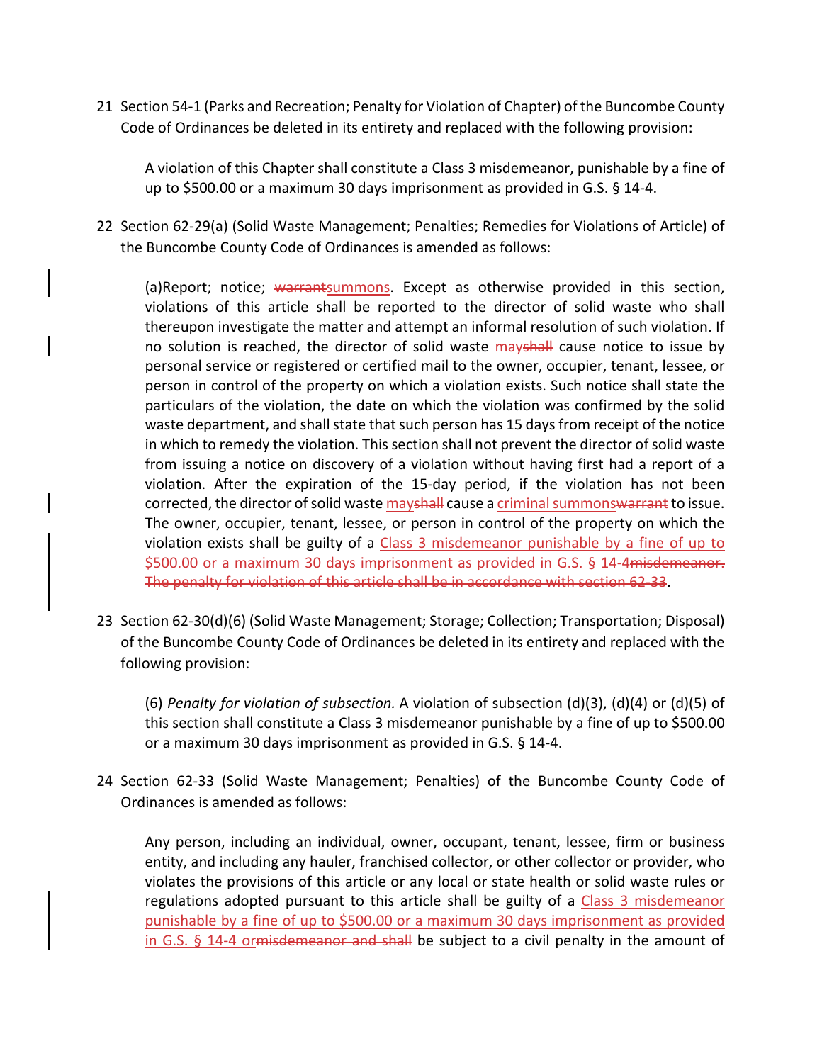21 Section 54-1 (Parks and Recreation; Penalty for Violation of Chapter) of the Buncombe County Code of Ordinances be deleted in its entirety and replaced with the following provision:

> A violation of this Chapter shall constitute a Class 3 misdemeanor, punishable by a fine of up to $500.00 or a maximum 30 days imprisonment as provided in G.S. § 14-4.

22 Section 62-29(a) (Solid Waste Management; Penalties; Remedies for Violations of Article) of the Buncombe County Code of Ordinances is amended as follows:

> (a)Report; notice; ~~warrant~~<u>summons</u>. Except as otherwise provided in this section, violations of this article shall be reported to the director of solid waste who shall thereupon investigate the matter and attempt an informal resolution of such violation. If no solution is reached, the director of solid waste <u>may</u>~~shall~~ cause notice to issue by personal service or registered or certified mail to the owner, occupier, tenant, lessee, or person in control of the property on which a violation exists. Such notice shall state the particulars of the violation, the date on which the violation was confirmed by the solid waste department, and shall state that such person has 15 days from receipt of the notice in which to remedy the violation. This section shall not prevent the director of solid waste from issuing a notice on discovery of a violation without having first had a report of a violation. After the expiration of the 15-day period, if the violation has not been corrected, the director of solid waste <u>may</u>~~shall~~ cause a <u>criminal summons</u>~~warrant~~ to issue. The owner, occupier, tenant, lessee, or person in control of the property on which the violation exists shall be guilty of a <u>Class 3 misdemeanor punishable by a fine of up to $500.00 or a maximum 30 days imprisonment as provided in G.S. § 14-4</u>~~misdemeanor. The penalty for violation of this article shall be in accordance with section 62-33~~.

23 Section 62-30(d)(6) (Solid Waste Management; Storage; Collection; Transportation; Disposal) of the Buncombe County Code of Ordinances be deleted in its entirety and replaced with the following provision:

> (6) *Penalty for violation of subsection.* A violation of subsection (d)(3), (d)(4) or (d)(5) of this section shall constitute a Class 3 misdemeanor punishable by a fine of up to $500.00 or a maximum 30 days imprisonment as provided in G.S. § 14-4.

24 Section 62-33 (Solid Waste Management; Penalties) of the Buncombe County Code of Ordinances is amended as follows:

> Any person, including an individual, owner, occupant, tenant, lessee, firm or business entity, and including any hauler, franchised collector, or other collector or provider, who violates the provisions of this article or any local or state health or solid waste rules or regulations adopted pursuant to this article shall be guilty of a <u>Class 3 misdemeanor punishable by a fine of up to $500.00 or a maximum 30 days imprisonment as provided in G.S. § 14-4 or</u>~~misdemeanor and shall~~ be subject to a civil penalty in the amount of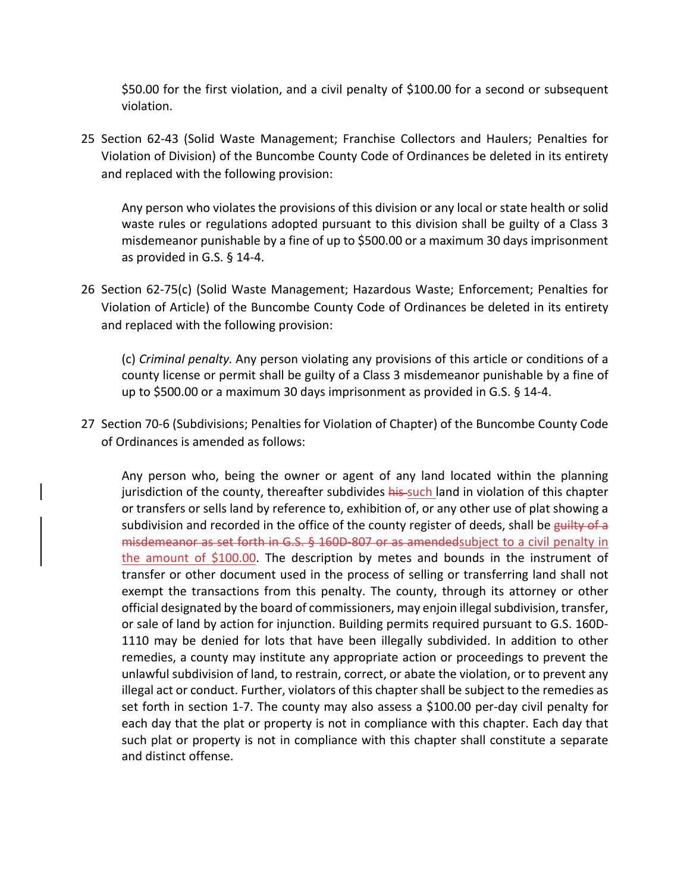$50.00 for the first violation, and a civil penalty of $100.00 for a second or subsequent violation.

25 Section 62-43 (Solid Waste Management; Franchise Collectors and Haulers; Penalties for Violation of Division) of the Buncombe County Code of Ordinances be deleted in its entirety and replaced with the following provision:

> Any person who violates the provisions of this division or any local or state health or solid waste rules or regulations adopted pursuant to this division shall be guilty of a Class 3 misdemeanor punishable by a fine of up to $500.00 or a maximum 30 days imprisonment as provided in G.S. § 14-4.

26 Section 62-75(c) (Solid Waste Management; Hazardous Waste; Enforcement; Penalties for Violation of Article) of the Buncombe County Code of Ordinances be deleted in its entirety and replaced with the following provision:

> (c) *Criminal penalty.* Any person violating any provisions of this article or conditions of a county license or permit shall be guilty of a Class 3 misdemeanor punishable by a fine of up to $500.00 or a maximum 30 days imprisonment as provided in G.S. § 14-4.

27 Section 70-6 (Subdivisions; Penalties for Violation of Chapter) of the Buncombe County Code of Ordinances is amended as follows:

> Any person who, being the owner or agent of any land located within the planning jurisdiction of the county, thereafter subdivides ~~his~~ such land in violation of this chapter or transfers or sells land by reference to, exhibition of, or any other use of plat showing a subdivision and recorded in the office of the county register of deeds, shall be ~~guilty of a misdemeanor as set forth in G.S. § 160D-807 or as amended~~subject to a civil penalty in the amount of $100.00. The description by metes and bounds in the instrument of transfer or other document used in the process of selling or transferring land shall not exempt the transactions from this penalty. The county, through its attorney or other official designated by the board of commissioners, may enjoin illegal subdivision, transfer, or sale of land by action for injunction. Building permits required pursuant to G.S. 160D-1110 may be denied for lots that have been illegally subdivided. In addition to other remedies, a county may institute any appropriate action or proceedings to prevent the unlawful subdivision of land, to restrain, correct, or abate the violation, or to prevent any illegal act or conduct. Further, violators of this chapter shall be subject to the remedies as set forth in section 1-7. The county may also assess a $100.00 per-day civil penalty for each day that the plat or property is not in compliance with this chapter. Each day that such plat or property is not in compliance with this chapter shall constitute a separate and distinct offense.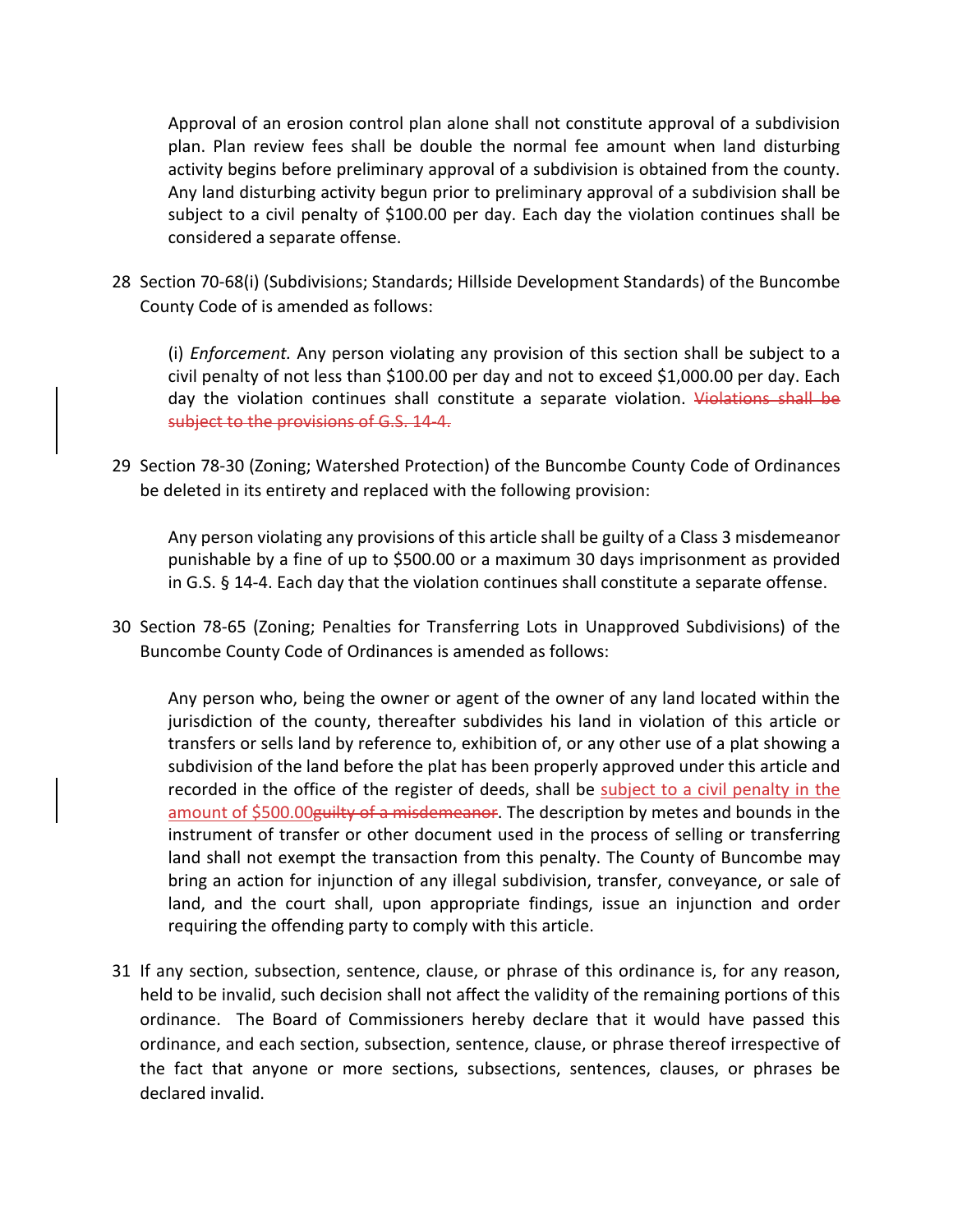Approval of an erosion control plan alone shall not constitute approval of a subdivision plan. Plan review fees shall be double the normal fee amount when land disturbing activity begins before preliminary approval of a subdivision is obtained from the county. Any land disturbing activity begun prior to preliminary approval of a subdivision shall be subject to a civil penalty of $100.00 per day. Each day the violation continues shall be considered a separate offense.

28 Section 70-68(i) (Subdivisions; Standards; Hillside Development Standards) of the Buncombe County Code of is amended as follows:

(i) *Enforcement.* Any person violating any provision of this section shall be subject to a civil penalty of not less than $100.00 per day and not to exceed $1,000.00 per day. Each day the violation continues shall constitute a separate violation. ~~Violations shall be subject to the provisions of G.S. 14-4.~~

29 Section 78-30 (Zoning; Watershed Protection) of the Buncombe County Code of Ordinances be deleted in its entirety and replaced with the following provision:

Any person violating any provisions of this article shall be guilty of a Class 3 misdemeanor punishable by a fine of up to $500.00 or a maximum 30 days imprisonment as provided in G.S. § 14-4. Each day that the violation continues shall constitute a separate offense.

30 Section 78-65 (Zoning; Penalties for Transferring Lots in Unapproved Subdivisions) of the Buncombe County Code of Ordinances is amended as follows:

Any person who, being the owner or agent of the owner of any land located within the jurisdiction of the county, thereafter subdivides his land in violation of this article or transfers or sells land by reference to, exhibition of, or any other use of a plat showing a subdivision of the land before the plat has been properly approved under this article and recorded in the office of the register of deeds, shall be <u>subject to a civil penalty in the amount of $500.00</u>~~guilty of a misdemeanor~~. The description by metes and bounds in the instrument of transfer or other document used in the process of selling or transferring land shall not exempt the transaction from this penalty. The County of Buncombe may bring an action for injunction of any illegal subdivision, transfer, conveyance, or sale of land, and the court shall, upon appropriate findings, issue an injunction and order requiring the offending party to comply with this article.

31 If any section, subsection, sentence, clause, or phrase of this ordinance is, for any reason, held to be invalid, such decision shall not affect the validity of the remaining portions of this ordinance. The Board of Commissioners hereby declare that it would have passed this ordinance, and each section, subsection, sentence, clause, or phrase thereof irrespective of the fact that anyone or more sections, subsections, sentences, clauses, or phrases be declared invalid.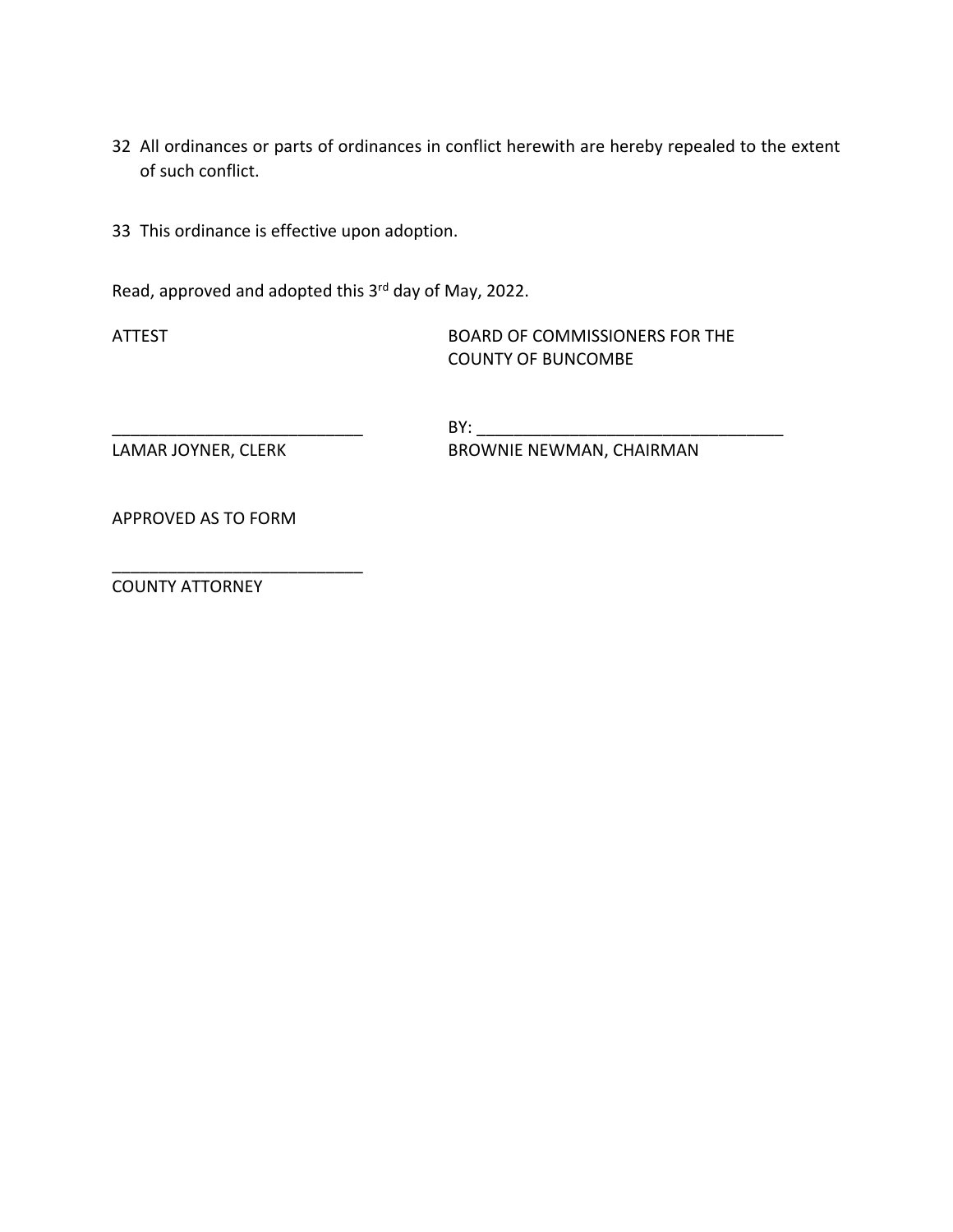32 All ordinances or parts of ordinances in conflict herewith are hereby repealed to the extent of such conflict.

33 This ordinance is effective upon adoption.

Read, approved and adopted this 3rd day of May, 2022.

ATTEST

BOARD OF COMMISSIONERS FOR THE COUNTY OF BUNCOMBE

___________________________
LAMAR JOYNER, CLERK

BY: _________________________________
BROWNIE NEWMAN, CHAIRMAN

APPROVED AS TO FORM

___________________________
COUNTY ATTORNEY